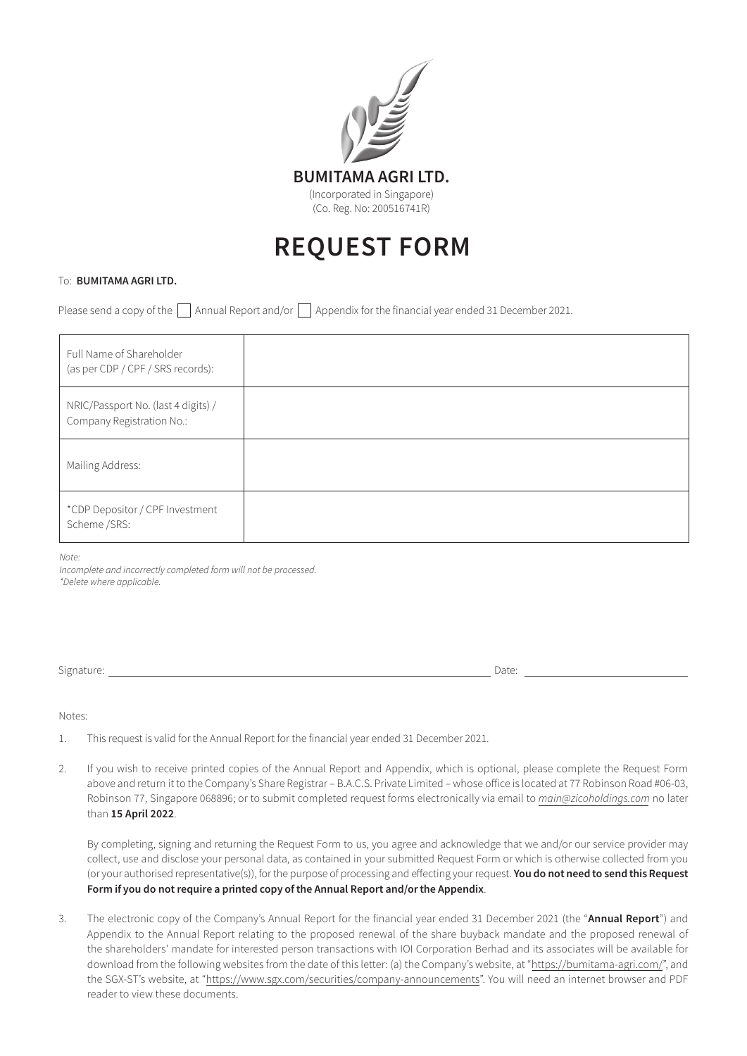**BUMITAMA AGRI LTD.**

(Incorporated in Singapore)
(Co. Reg. No: 200516741R)

# REQUEST FORM

To: **BUMITAMA AGRI LTD.**

Please send a copy of the ☐ Annual Report and/or ☐ Appendix for the financial year ended 31 December 2021.

| | |
|---|---|
| Full Name of Shareholder (as per CDP / CPF / SRS records): | |
| NRIC/Passport No. (last 4 digits) / Company Registration No.: | |
| Mailing Address: | |
| *CDP Depositor / CPF Investment Scheme /SRS: | |

*Note:*
*Incomplete and incorrectly completed form will not be processed.*
*\*Delete where applicable.*

Signature: ______________________________ Date: ______________________

Notes:

1. This request is valid for the Annual Report for the financial year ended 31 December 2021.

2. If you wish to receive printed copies of the Annual Report and Appendix, which is optional, please complete the Request Form above and return it to the Company's Share Registrar – B.A.C.S. Private Limited – whose office is located at 77 Robinson Road #06-03, Robinson 77, Singapore 068896; or to submit completed request forms electronically via email to *main@zicoholdings.com* no later than **15 April 2022**.

   By completing, signing and returning the Request Form to us, you agree and acknowledge that we and/or our service provider may collect, use and disclose your personal data, as contained in your submitted Request Form or which is otherwise collected from you (or your authorised representative(s)), for the purpose of processing and effecting your request. **You do not need to send this Request Form if you do not require a printed copy of the Annual Report and/or the Appendix**.

3. The electronic copy of the Company's Annual Report for the financial year ended 31 December 2021 (the "**Annual Report**") and Appendix to the Annual Report relating to the proposed renewal of the share buyback mandate and the proposed renewal of the shareholders' mandate for interested person transactions with IOI Corporation Berhad and its associates will be available for download from the following websites from the date of this letter: (a) the Company's website, at "https://bumitama-agri.com/", and the SGX-ST's website, at "https://www.sgx.com/securities/company-announcements". You will need an internet browser and PDF reader to view these documents.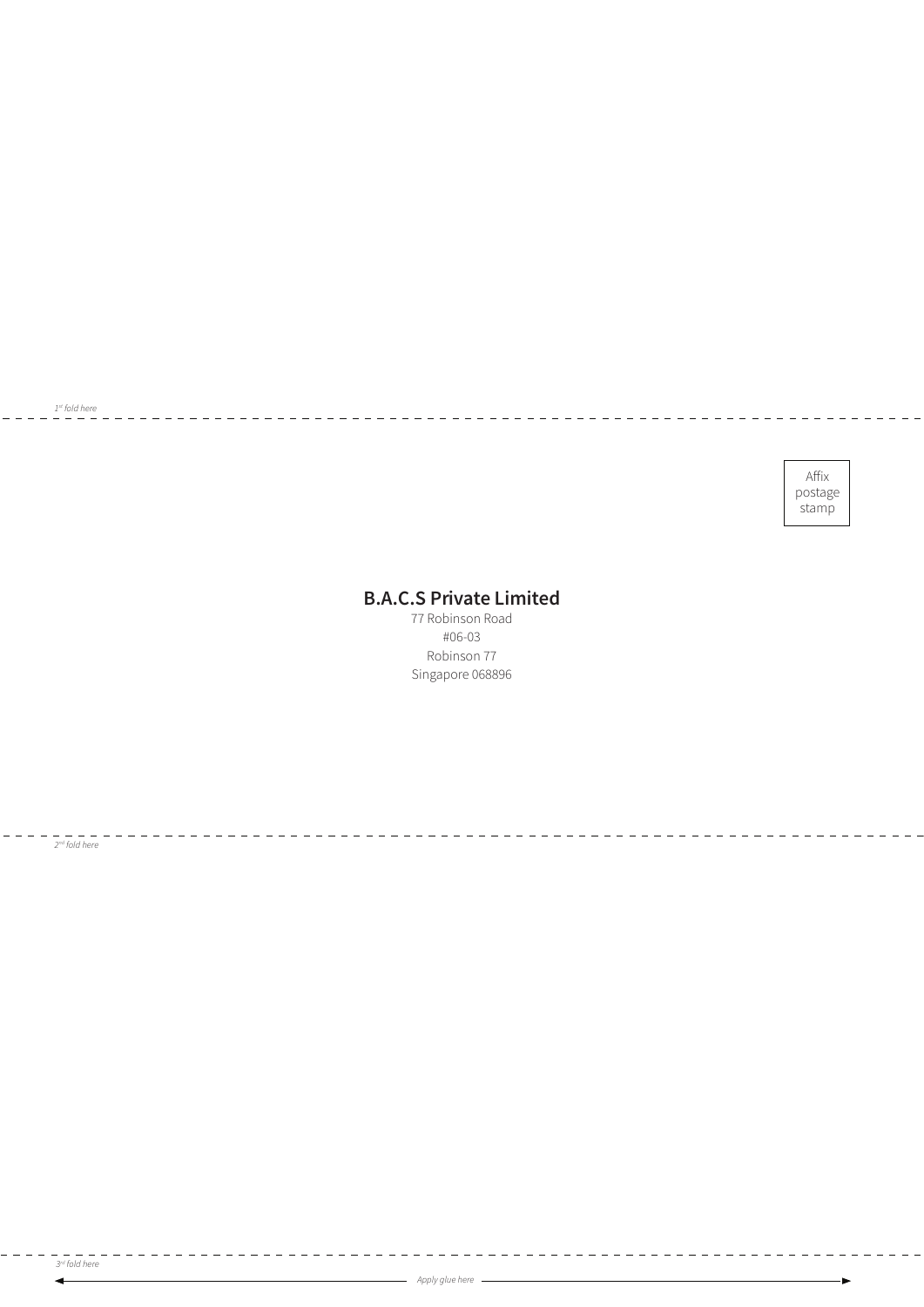1st fold here

Affix postage stamp

**B.A.C.S Private Limited**

77 Robinson Road

#06-03

Robinson 77

Singapore 068896

2nd fold here

3rd fold here

*Apply glue here*